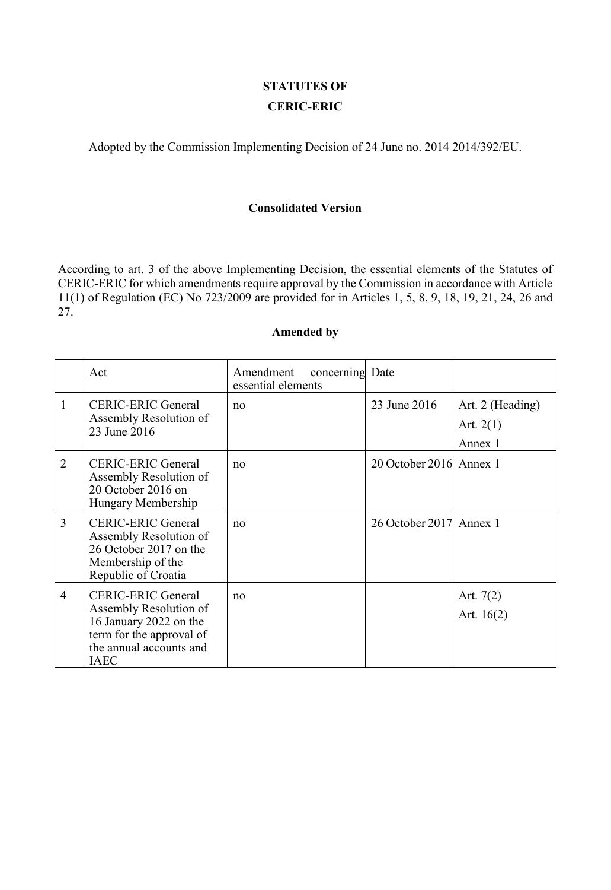**STATUTES OF**

**CERIC-ERIC**

Adopted by the Commission Implementing Decision of 24 June no. 2014 2014/392/EU.

**Consolidated Version**

According to art. 3 of the above Implementing Decision, the essential elements of the Statutes of CERIC-ERIC for which amendments require approval by the Commission in accordance with Article 11(1) of Regulation (EC) No 723/2009 are provided for in Articles 1, 5, 8, 9, 18, 19, 21, 24, 26 and 27.

**Amended by**

| | Act | Amendment concerning essential elements | Date | |
|---|---|---|---|---|
| 1 | CERIC-ERIC General Assembly Resolution of 23 June 2016 | no | 23 June 2016 | Art. 2 (Heading)<br>Art. 2(1)<br>Annex 1 |
| 2 | CERIC-ERIC General Assembly Resolution of 20 October 2016 on Hungary Membership | no | 20 October 2016 | Annex 1 |
| 3 | CERIC-ERIC General Assembly Resolution of 26 October 2017 on the Membership of the Republic of Croatia | no | 26 October 2017 | Annex 1 |
| 4 | CERIC-ERIC General Assembly Resolution of 16 January 2022 on the term for the approval of the annual accounts and IAEC | no | | Art. 7(2)<br>Art. 16(2) |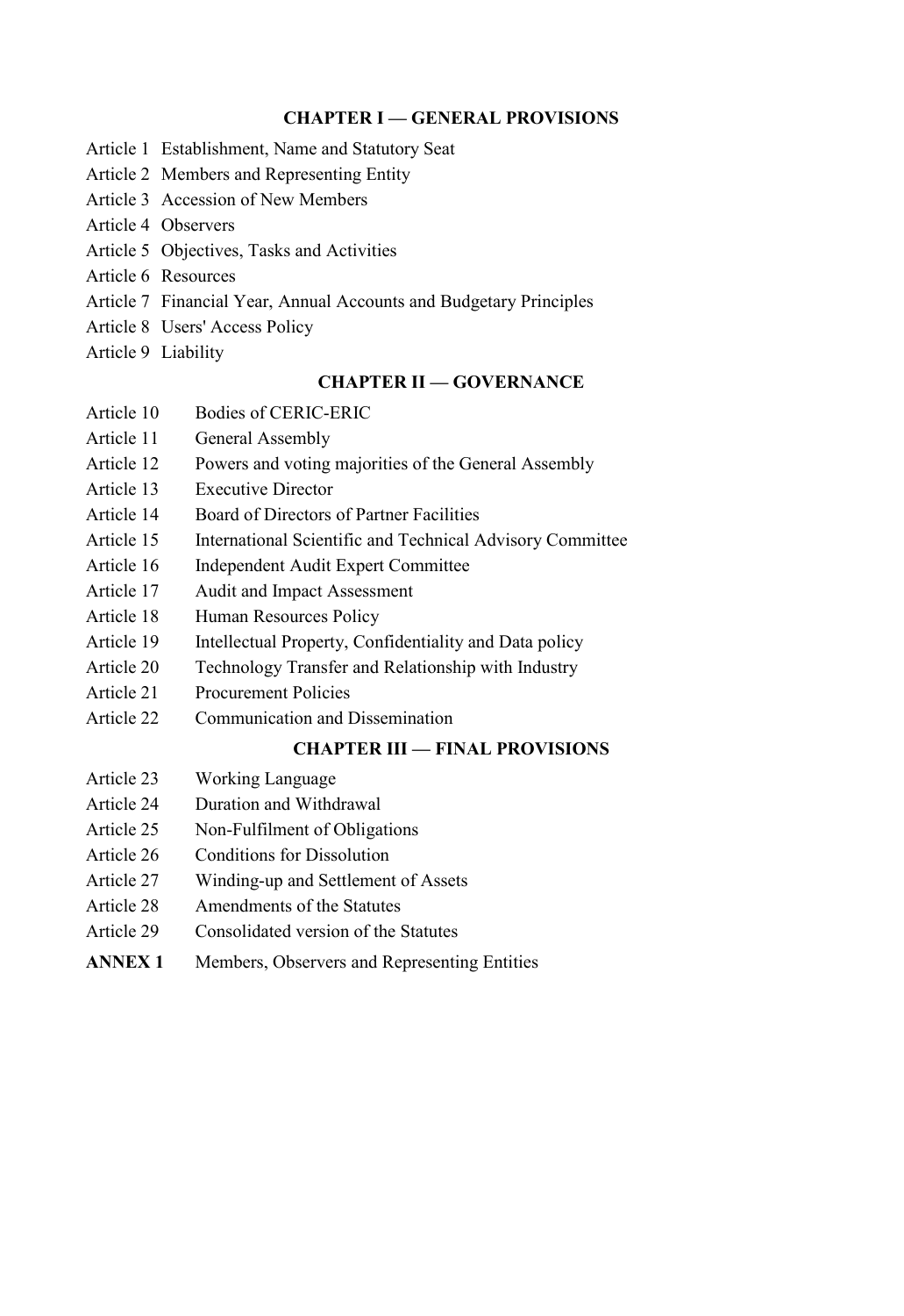## CHAPTER I — GENERAL PROVISIONS

Article 1 Establishment, Name and Statutory Seat

Article 2 Members and Representing Entity

Article 3 Accession of New Members

Article 4 Observers

Article 5 Objectives, Tasks and Activities

Article 6 Resources

Article 7 Financial Year, Annual Accounts and Budgetary Principles

Article 8 Users' Access Policy

Article 9 Liability

## CHAPTER II — GOVERNANCE

Article 10 Bodies of CERIC-ERIC

Article 11 General Assembly

Article 12 Powers and voting majorities of the General Assembly

Article 13 Executive Director

Article 14 Board of Directors of Partner Facilities

Article 15 International Scientific and Technical Advisory Committee

Article 16 Independent Audit Expert Committee

Article 17 Audit and Impact Assessment

Article 18 Human Resources Policy

Article 19 Intellectual Property, Confidentiality and Data policy

Article 20 Technology Transfer and Relationship with Industry

Article 21 Procurement Policies

Article 22 Communication and Dissemination

## CHAPTER III — FINAL PROVISIONS

Article 23 Working Language

Article 24 Duration and Withdrawal

Article 25 Non-Fulfilment of Obligations

Article 26 Conditions for Dissolution

Article 27 Winding-up and Settlement of Assets

Article 28 Amendments of the Statutes

Article 29 Consolidated version of the Statutes

**ANNEX 1** Members, Observers and Representing Entities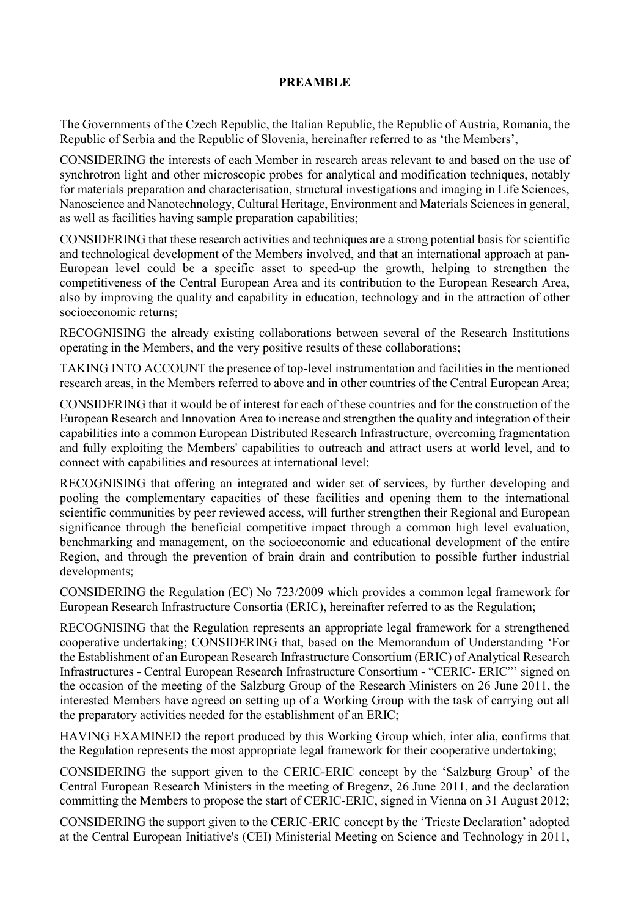**PREAMBLE**

The Governments of the Czech Republic, the Italian Republic, the Republic of Austria, Romania, the Republic of Serbia and the Republic of Slovenia, hereinafter referred to as 'the Members',

CONSIDERING the interests of each Member in research areas relevant to and based on the use of synchrotron light and other microscopic probes for analytical and modification techniques, notably for materials preparation and characterisation, structural investigations and imaging in Life Sciences, Nanoscience and Nanotechnology, Cultural Heritage, Environment and Materials Sciences in general, as well as facilities having sample preparation capabilities;

CONSIDERING that these research activities and techniques are a strong potential basis for scientific and technological development of the Members involved, and that an international approach at pan-European level could be a specific asset to speed-up the growth, helping to strengthen the competitiveness of the Central European Area and its contribution to the European Research Area, also by improving the quality and capability in education, technology and in the attraction of other socioeconomic returns;

RECOGNISING the already existing collaborations between several of the Research Institutions operating in the Members, and the very positive results of these collaborations;

TAKING INTO ACCOUNT the presence of top-level instrumentation and facilities in the mentioned research areas, in the Members referred to above and in other countries of the Central European Area;

CONSIDERING that it would be of interest for each of these countries and for the construction of the European Research and Innovation Area to increase and strengthen the quality and integration of their capabilities into a common European Distributed Research Infrastructure, overcoming fragmentation and fully exploiting the Members' capabilities to outreach and attract users at world level, and to connect with capabilities and resources at international level;

RECOGNISING that offering an integrated and wider set of services, by further developing and pooling the complementary capacities of these facilities and opening them to the international scientific communities by peer reviewed access, will further strengthen their Regional and European significance through the beneficial competitive impact through a common high level evaluation, benchmarking and management, on the socioeconomic and educational development of the entire Region, and through the prevention of brain drain and contribution to possible further industrial developments;

CONSIDERING the Regulation (EC) No 723/2009 which provides a common legal framework for European Research Infrastructure Consortia (ERIC), hereinafter referred to as the Regulation;

RECOGNISING that the Regulation represents an appropriate legal framework for a strengthened cooperative undertaking; CONSIDERING that, based on the Memorandum of Understanding 'For the Establishment of an European Research Infrastructure Consortium (ERIC) of Analytical Research Infrastructures - Central European Research Infrastructure Consortium - "CERIC- ERIC"' signed on the occasion of the meeting of the Salzburg Group of the Research Ministers on 26 June 2011, the interested Members have agreed on setting up of a Working Group with the task of carrying out all the preparatory activities needed for the establishment of an ERIC;

HAVING EXAMINED the report produced by this Working Group which, inter alia, confirms that the Regulation represents the most appropriate legal framework for their cooperative undertaking;

CONSIDERING the support given to the CERIC-ERIC concept by the 'Salzburg Group' of the Central European Research Ministers in the meeting of Bregenz, 26 June 2011, and the declaration committing the Members to propose the start of CERIC-ERIC, signed in Vienna on 31 August 2012;

CONSIDERING the support given to the CERIC-ERIC concept by the 'Trieste Declaration' adopted at the Central European Initiative's (CEI) Ministerial Meeting on Science and Technology in 2011,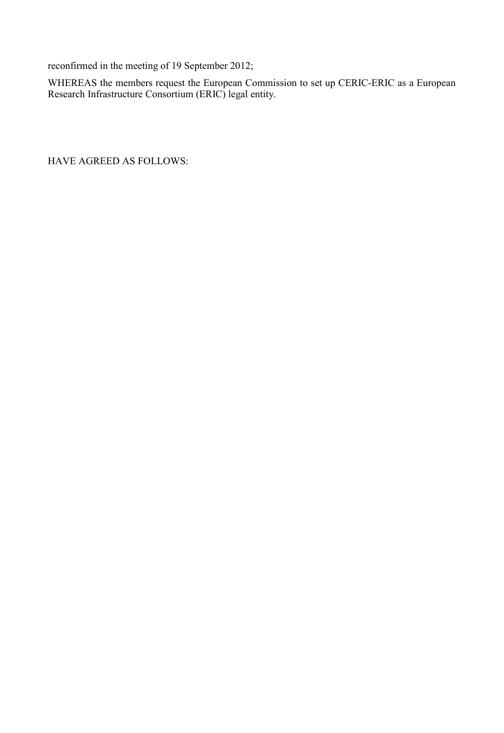reconfirmed in the meeting of 19 September 2012;

WHEREAS the members request the European Commission to set up CERIC-ERIC as a European Research Infrastructure Consortium (ERIC) legal entity.

HAVE AGREED AS FOLLOWS: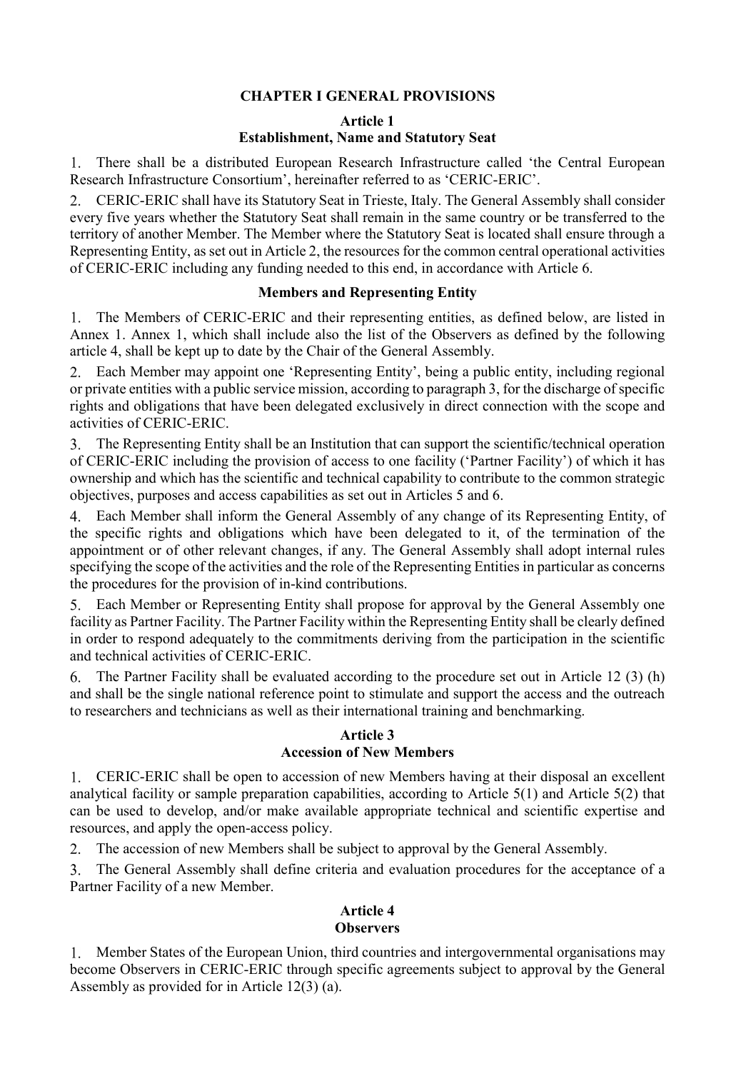## CHAPTER I GENERAL PROVISIONS

### Article 1
### Establishment, Name and Statutory Seat

1. There shall be a distributed European Research Infrastructure called 'the Central European Research Infrastructure Consortium', hereinafter referred to as 'CERIC-ERIC'.

2. CERIC-ERIC shall have its Statutory Seat in Trieste, Italy. The General Assembly shall consider every five years whether the Statutory Seat shall remain in the same country or be transferred to the territory of another Member. The Member where the Statutory Seat is located shall ensure through a Representing Entity, as set out in Article 2, the resources for the common central operational activities of CERIC-ERIC including any funding needed to this end, in accordance with Article 6.

### Members and Representing Entity

1. The Members of CERIC-ERIC and their representing entities, as defined below, are listed in Annex 1. Annex 1, which shall include also the list of the Observers as defined by the following article 4, shall be kept up to date by the Chair of the General Assembly.

2. Each Member may appoint one 'Representing Entity', being a public entity, including regional or private entities with a public service mission, according to paragraph 3, for the discharge of specific rights and obligations that have been delegated exclusively in direct connection with the scope and activities of CERIC-ERIC.

3. The Representing Entity shall be an Institution that can support the scientific/technical operation of CERIC-ERIC including the provision of access to one facility ('Partner Facility') of which it has ownership and which has the scientific and technical capability to contribute to the common strategic objectives, purposes and access capabilities as set out in Articles 5 and 6.

4. Each Member shall inform the General Assembly of any change of its Representing Entity, of the specific rights and obligations which have been delegated to it, of the termination of the appointment or of other relevant changes, if any. The General Assembly shall adopt internal rules specifying the scope of the activities and the role of the Representing Entities in particular as concerns the procedures for the provision of in-kind contributions.

5. Each Member or Representing Entity shall propose for approval by the General Assembly one facility as Partner Facility. The Partner Facility within the Representing Entity shall be clearly defined in order to respond adequately to the commitments deriving from the participation in the scientific and technical activities of CERIC-ERIC.

6. The Partner Facility shall be evaluated according to the procedure set out in Article 12 (3) (h) and shall be the single national reference point to stimulate and support the access and the outreach to researchers and technicians as well as their international training and benchmarking.

### Article 3
### Accession of New Members

1. CERIC-ERIC shall be open to accession of new Members having at their disposal an excellent analytical facility or sample preparation capabilities, according to Article 5(1) and Article 5(2) that can be used to develop, and/or make available appropriate technical and scientific expertise and resources, and apply the open-access policy.

2. The accession of new Members shall be subject to approval by the General Assembly.

3. The General Assembly shall define criteria and evaluation procedures for the acceptance of a Partner Facility of a new Member.

### Article 4
### Observers

1. Member States of the European Union, third countries and intergovernmental organisations may become Observers in CERIC-ERIC through specific agreements subject to approval by the General Assembly as provided for in Article 12(3) (a).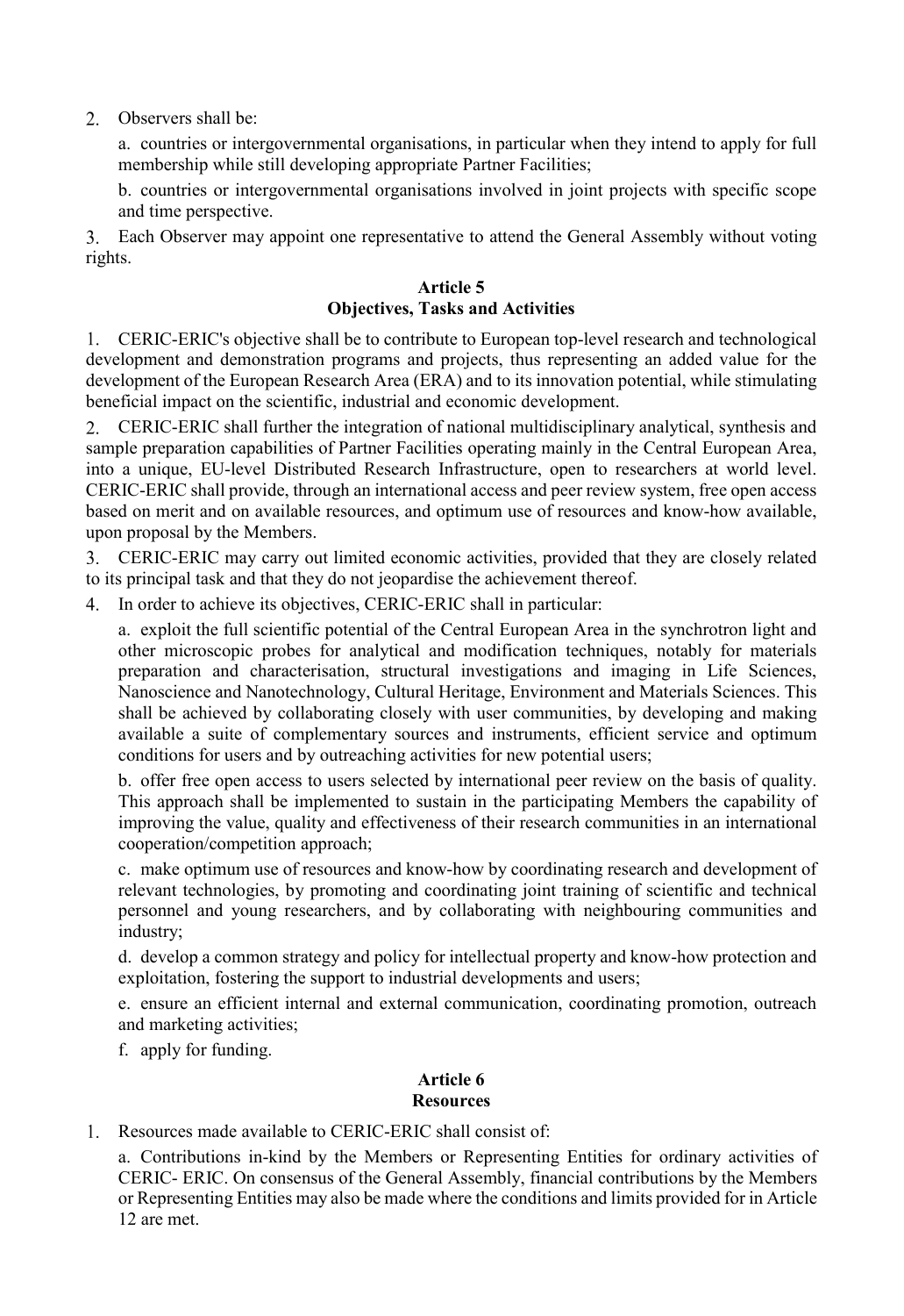2. Observers shall be:

   a. countries or intergovernmental organisations, in particular when they intend to apply for full membership while still developing appropriate Partner Facilities;

   b. countries or intergovernmental organisations involved in joint projects with specific scope and time perspective.

3. Each Observer may appoint one representative to attend the General Assembly without voting rights.

**Article 5**
**Objectives, Tasks and Activities**

1. CERIC-ERIC's objective shall be to contribute to European top-level research and technological development and demonstration programs and projects, thus representing an added value for the development of the European Research Area (ERA) and to its innovation potential, while stimulating beneficial impact on the scientific, industrial and economic development.

2. CERIC-ERIC shall further the integration of national multidisciplinary analytical, synthesis and sample preparation capabilities of Partner Facilities operating mainly in the Central European Area, into a unique, EU-level Distributed Research Infrastructure, open to researchers at world level. CERIC-ERIC shall provide, through an international access and peer review system, free open access based on merit and on available resources, and optimum use of resources and know-how available, upon proposal by the Members.

3. CERIC-ERIC may carry out limited economic activities, provided that they are closely related to its principal task and that they do not jeopardise the achievement thereof.

4. In order to achieve its objectives, CERIC-ERIC shall in particular:

   a. exploit the full scientific potential of the Central European Area in the synchrotron light and other microscopic probes for analytical and modification techniques, notably for materials preparation and characterisation, structural investigations and imaging in Life Sciences, Nanoscience and Nanotechnology, Cultural Heritage, Environment and Materials Sciences. This shall be achieved by collaborating closely with user communities, by developing and making available a suite of complementary sources and instruments, efficient service and optimum conditions for users and by outreaching activities for new potential users;

   b. offer free open access to users selected by international peer review on the basis of quality. This approach shall be implemented to sustain in the participating Members the capability of improving the value, quality and effectiveness of their research communities in an international cooperation/competition approach;

   c. make optimum use of resources and know-how by coordinating research and development of relevant technologies, by promoting and coordinating joint training of scientific and technical personnel and young researchers, and by collaborating with neighbouring communities and industry;

   d. develop a common strategy and policy for intellectual property and know-how protection and exploitation, fostering the support to industrial developments and users;

   e. ensure an efficient internal and external communication, coordinating promotion, outreach and marketing activities;

   f. apply for funding.

**Article 6**
**Resources**

1. Resources made available to CERIC-ERIC shall consist of:

   a. Contributions in-kind by the Members or Representing Entities for ordinary activities of CERIC- ERIC. On consensus of the General Assembly, financial contributions by the Members or Representing Entities may also be made where the conditions and limits provided for in Article 12 are met.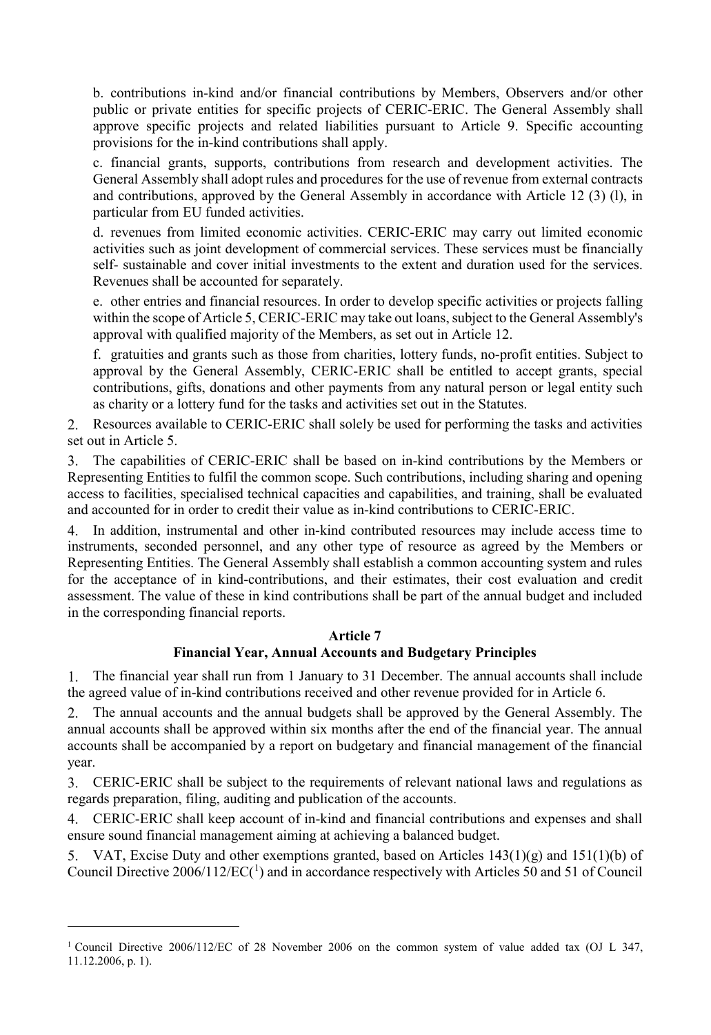b. contributions in-kind and/or financial contributions by Members, Observers and/or other public or private entities for specific projects of CERIC-ERIC. The General Assembly shall approve specific projects and related liabilities pursuant to Article 9. Specific accounting provisions for the in-kind contributions shall apply.

c. financial grants, supports, contributions from research and development activities. The General Assembly shall adopt rules and procedures for the use of revenue from external contracts and contributions, approved by the General Assembly in accordance with Article 12 (3) (l), in particular from EU funded activities.

d. revenues from limited economic activities. CERIC-ERIC may carry out limited economic activities such as joint development of commercial services. These services must be financially self- sustainable and cover initial investments to the extent and duration used for the services. Revenues shall be accounted for separately.

e. other entries and financial resources. In order to develop specific activities or projects falling within the scope of Article 5, CERIC-ERIC may take out loans, subject to the General Assembly's approval with qualified majority of the Members, as set out in Article 12.

f. gratuities and grants such as those from charities, lottery funds, no-profit entities. Subject to approval by the General Assembly, CERIC-ERIC shall be entitled to accept grants, special contributions, gifts, donations and other payments from any natural person or legal entity such as charity or a lottery fund for the tasks and activities set out in the Statutes.

2. Resources available to CERIC-ERIC shall solely be used for performing the tasks and activities set out in Article 5.

3. The capabilities of CERIC-ERIC shall be based on in-kind contributions by the Members or Representing Entities to fulfil the common scope. Such contributions, including sharing and opening access to facilities, specialised technical capacities and capabilities, and training, shall be evaluated and accounted for in order to credit their value as in-kind contributions to CERIC-ERIC.

4. In addition, instrumental and other in-kind contributed resources may include access time to instruments, seconded personnel, and any other type of resource as agreed by the Members or Representing Entities. The General Assembly shall establish a common accounting system and rules for the acceptance of in kind-contributions, and their estimates, their cost evaluation and credit assessment. The value of these in kind contributions shall be part of the annual budget and included in the corresponding financial reports.

### Article 7
### Financial Year, Annual Accounts and Budgetary Principles

1. The financial year shall run from 1 January to 31 December. The annual accounts shall include the agreed value of in-kind contributions received and other revenue provided for in Article 6.

2. The annual accounts and the annual budgets shall be approved by the General Assembly. The annual accounts shall be approved within six months after the end of the financial year. The annual accounts shall be accompanied by a report on budgetary and financial management of the financial year.

3. CERIC-ERIC shall be subject to the requirements of relevant national laws and regulations as regards preparation, filing, auditing and publication of the accounts.

4. CERIC-ERIC shall keep account of in-kind and financial contributions and expenses and shall ensure sound financial management aiming at achieving a balanced budget.

5. VAT, Excise Duty and other exemptions granted, based on Articles 143(1)(g) and 151(1)(b) of Council Directive 2006/112/EC([1]) and in accordance respectively with Articles 50 and 51 of Council

[1] Council Directive 2006/112/EC of 28 November 2006 on the common system of value added tax (OJ L 347, 11.12.2006, p. 1).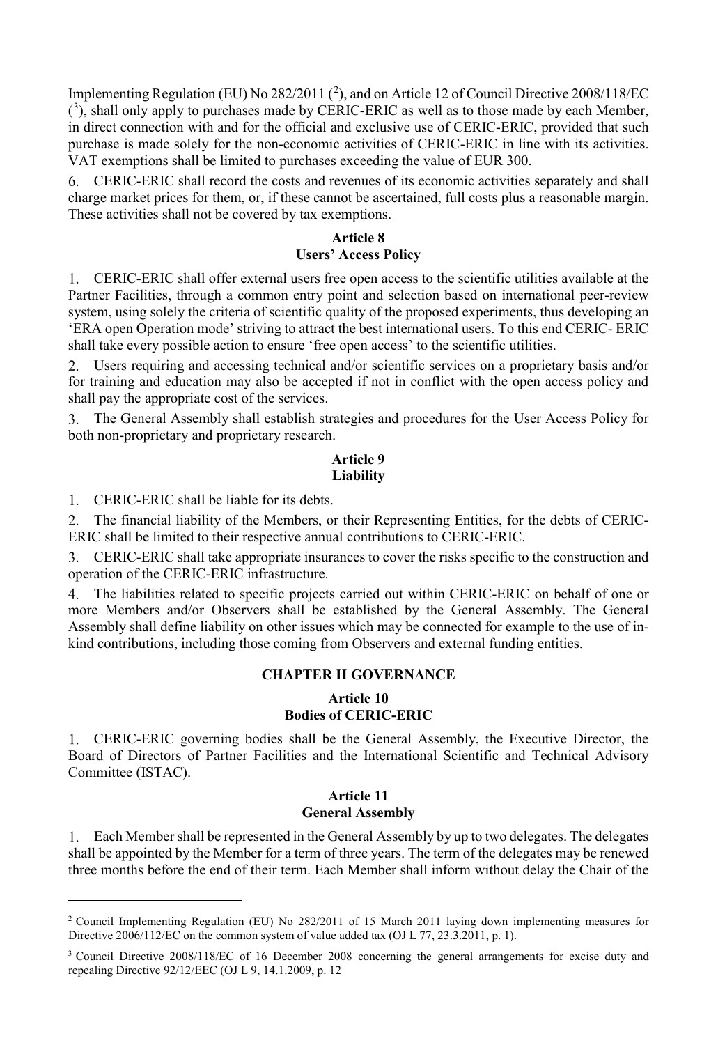Implementing Regulation (EU) No 282/2011 ([2]), and on Article 12 of Council Directive 2008/118/EC ([3]), shall only apply to purchases made by CERIC-ERIC as well as to those made by each Member, in direct connection with and for the official and exclusive use of CERIC-ERIC, provided that such purchase is made solely for the non-economic activities of CERIC-ERIC in line with its activities. VAT exemptions shall be limited to purchases exceeding the value of EUR 300.

6. CERIC-ERIC shall record the costs and revenues of its economic activities separately and shall charge market prices for them, or, if these cannot be ascertained, full costs plus a reasonable margin. These activities shall not be covered by tax exemptions.

**Article 8**
**Users' Access Policy**

1. CERIC-ERIC shall offer external users free open access to the scientific utilities available at the Partner Facilities, through a common entry point and selection based on international peer-review system, using solely the criteria of scientific quality of the proposed experiments, thus developing an 'ERA open Operation mode' striving to attract the best international users. To this end CERIC- ERIC shall take every possible action to ensure 'free open access' to the scientific utilities.

2. Users requiring and accessing technical and/or scientific services on a proprietary basis and/or for training and education may also be accepted if not in conflict with the open access policy and shall pay the appropriate cost of the services.

3. The General Assembly shall establish strategies and procedures for the User Access Policy for both non-proprietary and proprietary research.

**Article 9**
**Liability**

1. CERIC-ERIC shall be liable for its debts.

2. The financial liability of the Members, or their Representing Entities, for the debts of CERIC-ERIC shall be limited to their respective annual contributions to CERIC-ERIC.

3. CERIC-ERIC shall take appropriate insurances to cover the risks specific to the construction and operation of the CERIC-ERIC infrastructure.

4. The liabilities related to specific projects carried out within CERIC-ERIC on behalf of one or more Members and/or Observers shall be established by the General Assembly. The General Assembly shall define liability on other issues which may be connected for example to the use of in-kind contributions, including those coming from Observers and external funding entities.

## CHAPTER II GOVERNANCE

**Article 10**
**Bodies of CERIC-ERIC**

1. CERIC-ERIC governing bodies shall be the General Assembly, the Executive Director, the Board of Directors of Partner Facilities and the International Scientific and Technical Advisory Committee (ISTAC).

**Article 11**
**General Assembly**

1. Each Member shall be represented in the General Assembly by up to two delegates. The delegates shall be appointed by the Member for a term of three years. The term of the delegates may be renewed three months before the end of their term. Each Member shall inform without delay the Chair of the

---

[2] Council Implementing Regulation (EU) No 282/2011 of 15 March 2011 laying down implementing measures for Directive 2006/112/EC on the common system of value added tax (OJ L 77, 23.3.2011, p. 1).

[3] Council Directive 2008/118/EC of 16 December 2008 concerning the general arrangements for excise duty and repealing Directive 92/12/EEC (OJ L 9, 14.1.2009, p. 12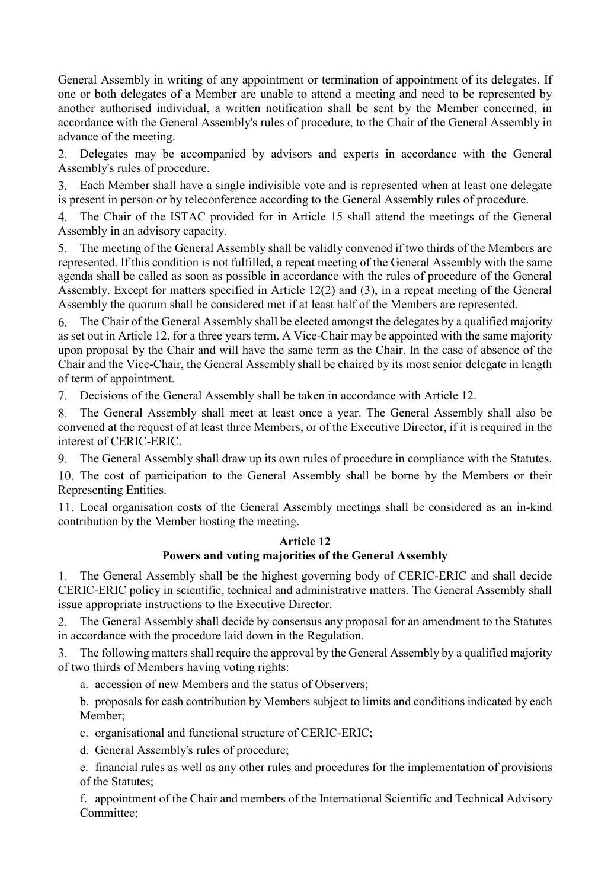General Assembly in writing of any appointment or termination of appointment of its delegates. If one or both delegates of a Member are unable to attend a meeting and need to be represented by another authorised individual, a written notification shall be sent by the Member concerned, in accordance with the General Assembly's rules of procedure, to the Chair of the General Assembly in advance of the meeting.

2. Delegates may be accompanied by advisors and experts in accordance with the General Assembly's rules of procedure.

3. Each Member shall have a single indivisible vote and is represented when at least one delegate is present in person or by teleconference according to the General Assembly rules of procedure.

4. The Chair of the ISTAC provided for in Article 15 shall attend the meetings of the General Assembly in an advisory capacity.

5. The meeting of the General Assembly shall be validly convened if two thirds of the Members are represented. If this condition is not fulfilled, a repeat meeting of the General Assembly with the same agenda shall be called as soon as possible in accordance with the rules of procedure of the General Assembly. Except for matters specified in Article 12(2) and (3), in a repeat meeting of the General Assembly the quorum shall be considered met if at least half of the Members are represented.

6. The Chair of the General Assembly shall be elected amongst the delegates by a qualified majority as set out in Article 12, for a three years term. A Vice-Chair may be appointed with the same majority upon proposal by the Chair and will have the same term as the Chair. In the case of absence of the Chair and the Vice-Chair, the General Assembly shall be chaired by its most senior delegate in length of term of appointment.

7. Decisions of the General Assembly shall be taken in accordance with Article 12.

8. The General Assembly shall meet at least once a year. The General Assembly shall also be convened at the request of at least three Members, or of the Executive Director, if it is required in the interest of CERIC-ERIC.

9. The General Assembly shall draw up its own rules of procedure in compliance with the Statutes.

10. The cost of participation to the General Assembly shall be borne by the Members or their Representing Entities.

11. Local organisation costs of the General Assembly meetings shall be considered as an in-kind contribution by the Member hosting the meeting.

**Article 12**
**Powers and voting majorities of the General Assembly**

1. The General Assembly shall be the highest governing body of CERIC-ERIC and shall decide CERIC-ERIC policy in scientific, technical and administrative matters. The General Assembly shall issue appropriate instructions to the Executive Director.

2. The General Assembly shall decide by consensus any proposal for an amendment to the Statutes in accordance with the procedure laid down in the Regulation.

3. The following matters shall require the approval by the General Assembly by a qualified majority of two thirds of Members having voting rights:

a. accession of new Members and the status of Observers;

b. proposals for cash contribution by Members subject to limits and conditions indicated by each Member;

c. organisational and functional structure of CERIC-ERIC;

d. General Assembly's rules of procedure;

e. financial rules as well as any other rules and procedures for the implementation of provisions of the Statutes;

f. appointment of the Chair and members of the International Scientific and Technical Advisory Committee;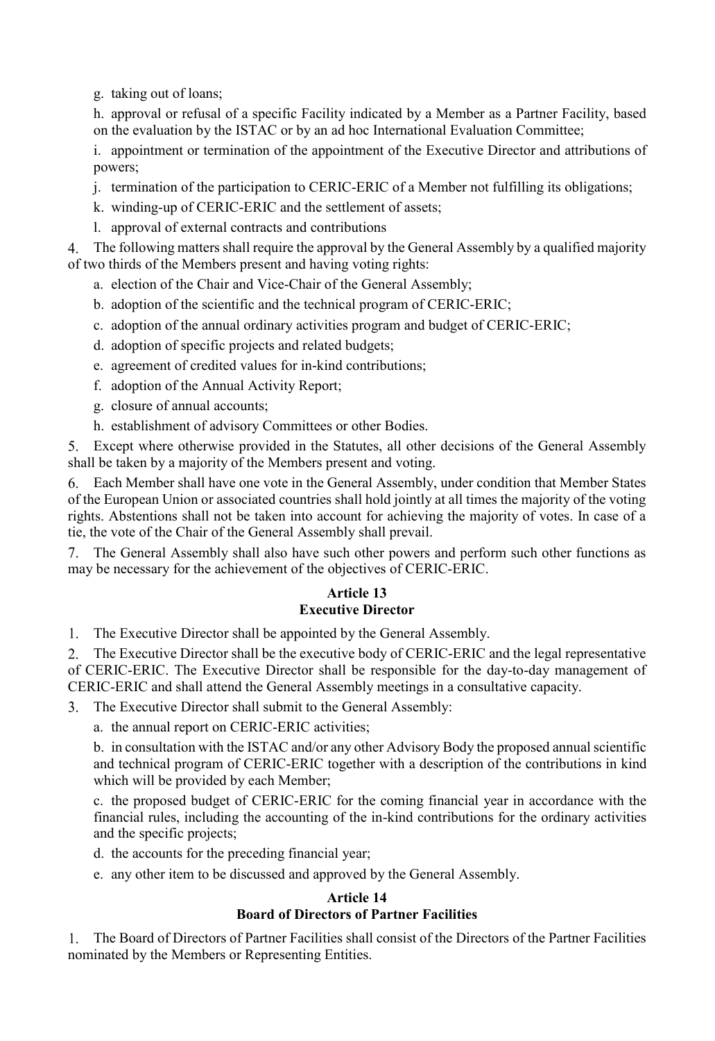g. taking out of loans;

h. approval or refusal of a specific Facility indicated by a Member as a Partner Facility, based on the evaluation by the ISTAC or by an ad hoc International Evaluation Committee;

i. appointment or termination of the appointment of the Executive Director and attributions of powers;

j. termination of the participation to CERIC-ERIC of a Member not fulfilling its obligations;

k. winding-up of CERIC-ERIC and the settlement of assets;

l. approval of external contracts and contributions

4. The following matters shall require the approval by the General Assembly by a qualified majority of two thirds of the Members present and having voting rights:

a. election of the Chair and Vice-Chair of the General Assembly;

b. adoption of the scientific and the technical program of CERIC-ERIC;

c. adoption of the annual ordinary activities program and budget of CERIC-ERIC;

d. adoption of specific projects and related budgets;

e. agreement of credited values for in-kind contributions;

f. adoption of the Annual Activity Report;

g. closure of annual accounts;

h. establishment of advisory Committees or other Bodies.

5. Except where otherwise provided in the Statutes, all other decisions of the General Assembly shall be taken by a majority of the Members present and voting.

6. Each Member shall have one vote in the General Assembly, under condition that Member States of the European Union or associated countries shall hold jointly at all times the majority of the voting rights. Abstentions shall not be taken into account for achieving the majority of votes. In case of a tie, the vote of the Chair of the General Assembly shall prevail.

7. The General Assembly shall also have such other powers and perform such other functions as may be necessary for the achievement of the objectives of CERIC-ERIC.

## Article 13
## Executive Director

1. The Executive Director shall be appointed by the General Assembly.

2. The Executive Director shall be the executive body of CERIC-ERIC and the legal representative of CERIC-ERIC. The Executive Director shall be responsible for the day-to-day management of CERIC-ERIC and shall attend the General Assembly meetings in a consultative capacity.

3. The Executive Director shall submit to the General Assembly:

a. the annual report on CERIC-ERIC activities;

b. in consultation with the ISTAC and/or any other Advisory Body the proposed annual scientific and technical program of CERIC-ERIC together with a description of the contributions in kind which will be provided by each Member;

c. the proposed budget of CERIC-ERIC for the coming financial year in accordance with the financial rules, including the accounting of the in-kind contributions for the ordinary activities and the specific projects;

d. the accounts for the preceding financial year;

e. any other item to be discussed and approved by the General Assembly.

## Article 14
## Board of Directors of Partner Facilities

1. The Board of Directors of Partner Facilities shall consist of the Directors of the Partner Facilities nominated by the Members or Representing Entities.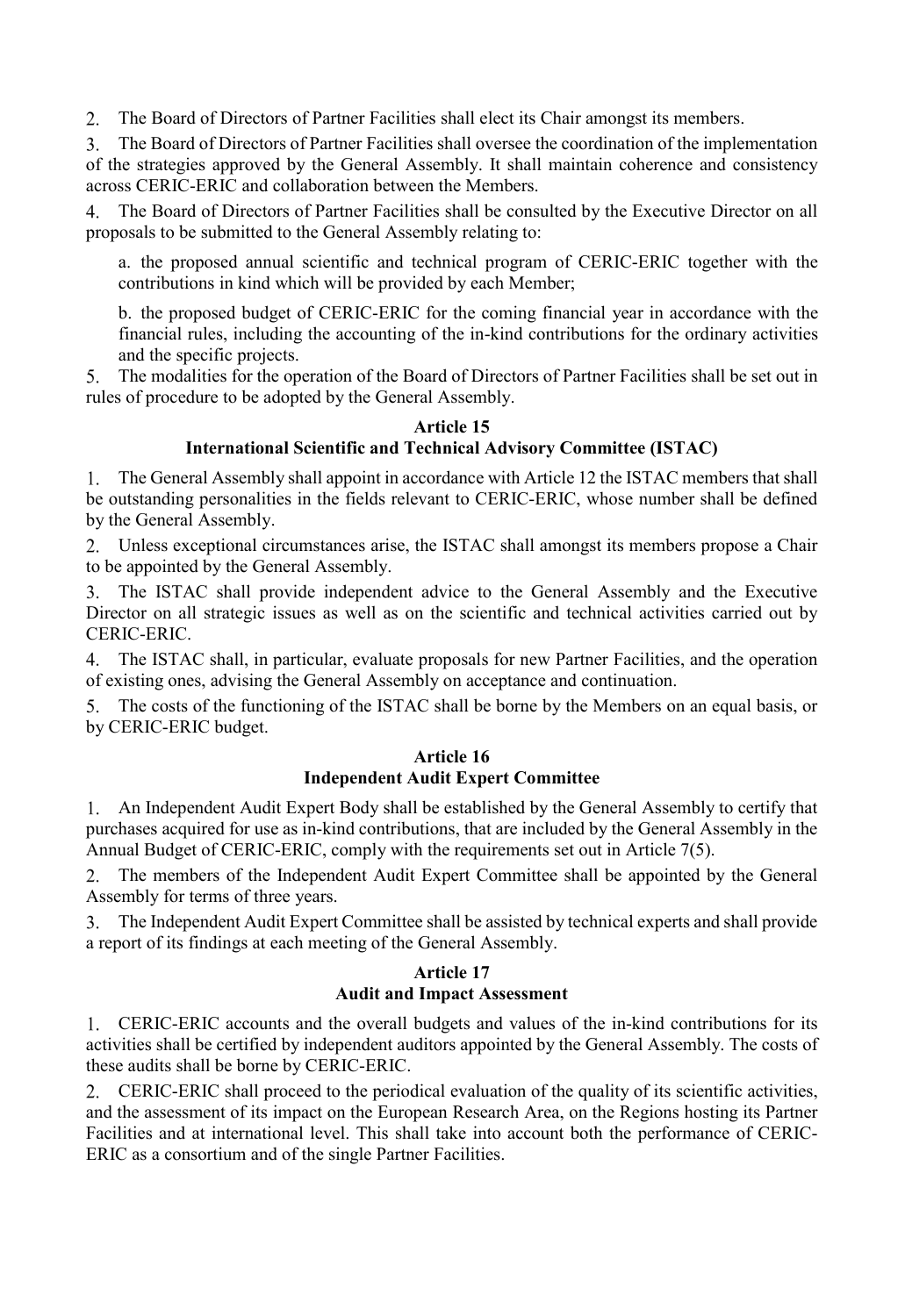2. The Board of Directors of Partner Facilities shall elect its Chair amongst its members.

3. The Board of Directors of Partner Facilities shall oversee the coordination of the implementation of the strategies approved by the General Assembly. It shall maintain coherence and consistency across CERIC-ERIC and collaboration between the Members.

4. The Board of Directors of Partner Facilities shall be consulted by the Executive Director on all proposals to be submitted to the General Assembly relating to:

   a. the proposed annual scientific and technical program of CERIC-ERIC together with the contributions in kind which will be provided by each Member;

   b. the proposed budget of CERIC-ERIC for the coming financial year in accordance with the financial rules, including the accounting of the in-kind contributions for the ordinary activities and the specific projects.

5. The modalities for the operation of the Board of Directors of Partner Facilities shall be set out in rules of procedure to be adopted by the General Assembly.

**Article 15**
**International Scientific and Technical Advisory Committee (ISTAC)**

1. The General Assembly shall appoint in accordance with Article 12 the ISTAC members that shall be outstanding personalities in the fields relevant to CERIC-ERIC, whose number shall be defined by the General Assembly.

2. Unless exceptional circumstances arise, the ISTAC shall amongst its members propose a Chair to be appointed by the General Assembly.

3. The ISTAC shall provide independent advice to the General Assembly and the Executive Director on all strategic issues as well as on the scientific and technical activities carried out by CERIC-ERIC.

4. The ISTAC shall, in particular, evaluate proposals for new Partner Facilities, and the operation of existing ones, advising the General Assembly on acceptance and continuation.

5. The costs of the functioning of the ISTAC shall be borne by the Members on an equal basis, or by CERIC-ERIC budget.

**Article 16**
**Independent Audit Expert Committee**

1. An Independent Audit Expert Body shall be established by the General Assembly to certify that purchases acquired for use as in-kind contributions, that are included by the General Assembly in the Annual Budget of CERIC-ERIC, comply with the requirements set out in Article 7(5).

2. The members of the Independent Audit Expert Committee shall be appointed by the General Assembly for terms of three years.

3. The Independent Audit Expert Committee shall be assisted by technical experts and shall provide a report of its findings at each meeting of the General Assembly.

**Article 17**
**Audit and Impact Assessment**

1. CERIC-ERIC accounts and the overall budgets and values of the in-kind contributions for its activities shall be certified by independent auditors appointed by the General Assembly. The costs of these audits shall be borne by CERIC-ERIC.

2. CERIC-ERIC shall proceed to the periodical evaluation of the quality of its scientific activities, and the assessment of its impact on the European Research Area, on the Regions hosting its Partner Facilities and at international level. This shall take into account both the performance of CERIC-ERIC as a consortium and of the single Partner Facilities.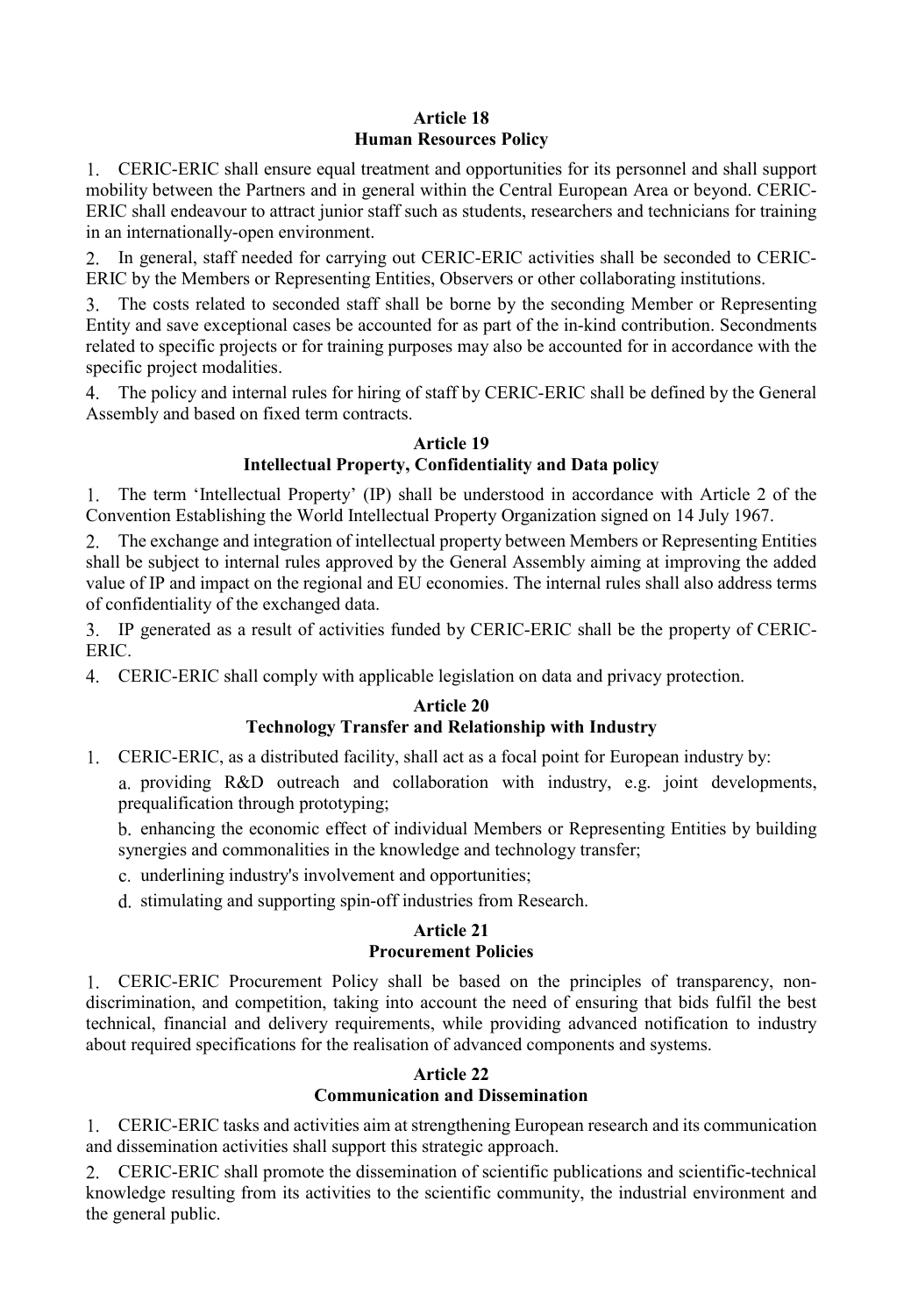## Article 18
## Human Resources Policy

1. CERIC-ERIC shall ensure equal treatment and opportunities for its personnel and shall support mobility between the Partners and in general within the Central European Area or beyond. CERIC-ERIC shall endeavour to attract junior staff such as students, researchers and technicians for training in an internationally-open environment.

2. In general, staff needed for carrying out CERIC-ERIC activities shall be seconded to CERIC-ERIC by the Members or Representing Entities, Observers or other collaborating institutions.

3. The costs related to seconded staff shall be borne by the seconding Member or Representing Entity and save exceptional cases be accounted for as part of the in-kind contribution. Secondments related to specific projects or for training purposes may also be accounted for in accordance with the specific project modalities.

4. The policy and internal rules for hiring of staff by CERIC-ERIC shall be defined by the General Assembly and based on fixed term contracts.

## Article 19
## Intellectual Property, Confidentiality and Data policy

1. The term 'Intellectual Property' (IP) shall be understood in accordance with Article 2 of the Convention Establishing the World Intellectual Property Organization signed on 14 July 1967.

2. The exchange and integration of intellectual property between Members or Representing Entities shall be subject to internal rules approved by the General Assembly aiming at improving the added value of IP and impact on the regional and EU economies. The internal rules shall also address terms of confidentiality of the exchanged data.

3. IP generated as a result of activities funded by CERIC-ERIC shall be the property of CERIC-ERIC.

4. CERIC-ERIC shall comply with applicable legislation on data and privacy protection.

## Article 20
## Technology Transfer and Relationship with Industry

1. CERIC-ERIC, as a distributed facility, shall act as a focal point for European industry by:

   a. providing R&D outreach and collaboration with industry, e.g. joint developments, prequalification through prototyping;

   b. enhancing the economic effect of individual Members or Representing Entities by building synergies and commonalities in the knowledge and technology transfer;

   c. underlining industry's involvement and opportunities;

   d. stimulating and supporting spin-off industries from Research.

## Article 21
## Procurement Policies

1. CERIC-ERIC Procurement Policy shall be based on the principles of transparency, non-discrimination, and competition, taking into account the need of ensuring that bids fulfil the best technical, financial and delivery requirements, while providing advanced notification to industry about required specifications for the realisation of advanced components and systems.

## Article 22
## Communication and Dissemination

1. CERIC-ERIC tasks and activities aim at strengthening European research and its communication and dissemination activities shall support this strategic approach.

2. CERIC-ERIC shall promote the dissemination of scientific publications and scientific-technical knowledge resulting from its activities to the scientific community, the industrial environment and the general public.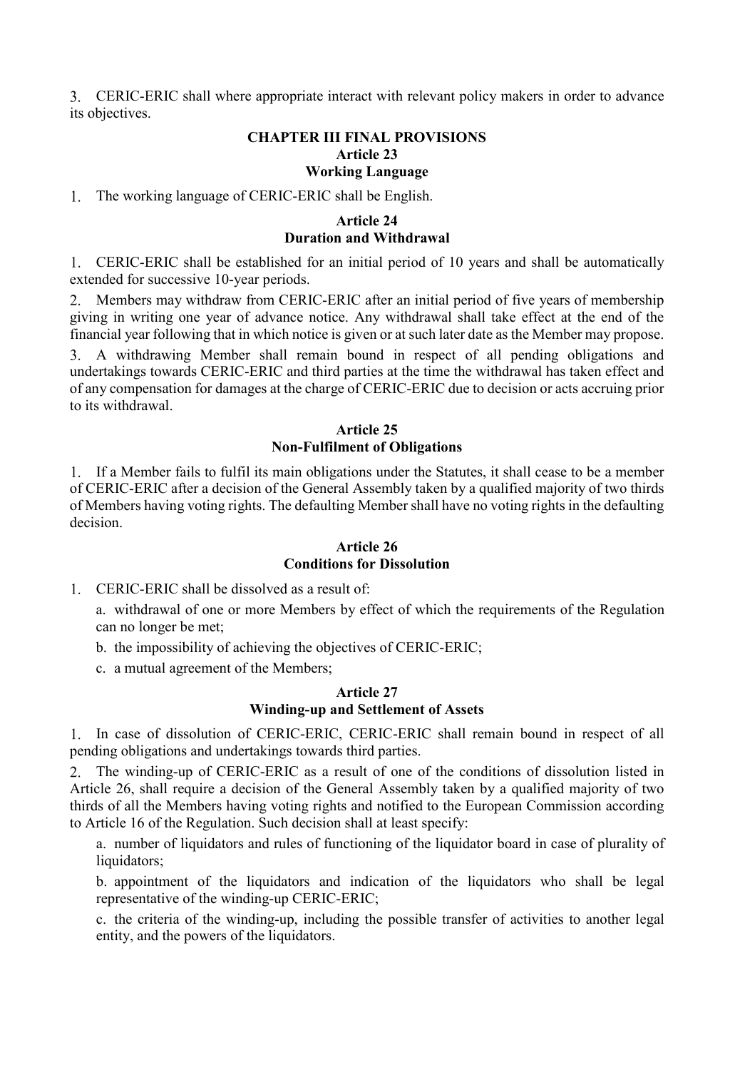3. CERIC-ERIC shall where appropriate interact with relevant policy makers in order to advance its objectives.

## CHAPTER III FINAL PROVISIONS

### Article 23
### Working Language

1. The working language of CERIC-ERIC shall be English.

### Article 24
### Duration and Withdrawal

1. CERIC-ERIC shall be established for an initial period of 10 years and shall be automatically extended for successive 10-year periods.

2. Members may withdraw from CERIC-ERIC after an initial period of five years of membership giving in writing one year of advance notice. Any withdrawal shall take effect at the end of the financial year following that in which notice is given or at such later date as the Member may propose.

3. A withdrawing Member shall remain bound in respect of all pending obligations and undertakings towards CERIC-ERIC and third parties at the time the withdrawal has taken effect and of any compensation for damages at the charge of CERIC-ERIC due to decision or acts accruing prior to its withdrawal.

### Article 25
### Non-Fulfilment of Obligations

1. If a Member fails to fulfil its main obligations under the Statutes, it shall cease to be a member of CERIC-ERIC after a decision of the General Assembly taken by a qualified majority of two thirds of Members having voting rights. The defaulting Member shall have no voting rights in the defaulting decision.

### Article 26
### Conditions for Dissolution

1. CERIC-ERIC shall be dissolved as a result of:

   a. withdrawal of one or more Members by effect of which the requirements of the Regulation can no longer be met;

   b. the impossibility of achieving the objectives of CERIC-ERIC;

   c. a mutual agreement of the Members;

### Article 27
### Winding-up and Settlement of Assets

1. In case of dissolution of CERIC-ERIC, CERIC-ERIC shall remain bound in respect of all pending obligations and undertakings towards third parties.

2. The winding-up of CERIC-ERIC as a result of one of the conditions of dissolution listed in Article 26, shall require a decision of the General Assembly taken by a qualified majority of two thirds of all the Members having voting rights and notified to the European Commission according to Article 16 of the Regulation. Such decision shall at least specify:

   a. number of liquidators and rules of functioning of the liquidator board in case of plurality of liquidators;

   b. appointment of the liquidators and indication of the liquidators who shall be legal representative of the winding-up CERIC-ERIC;

   c. the criteria of the winding-up, including the possible transfer of activities to another legal entity, and the powers of the liquidators.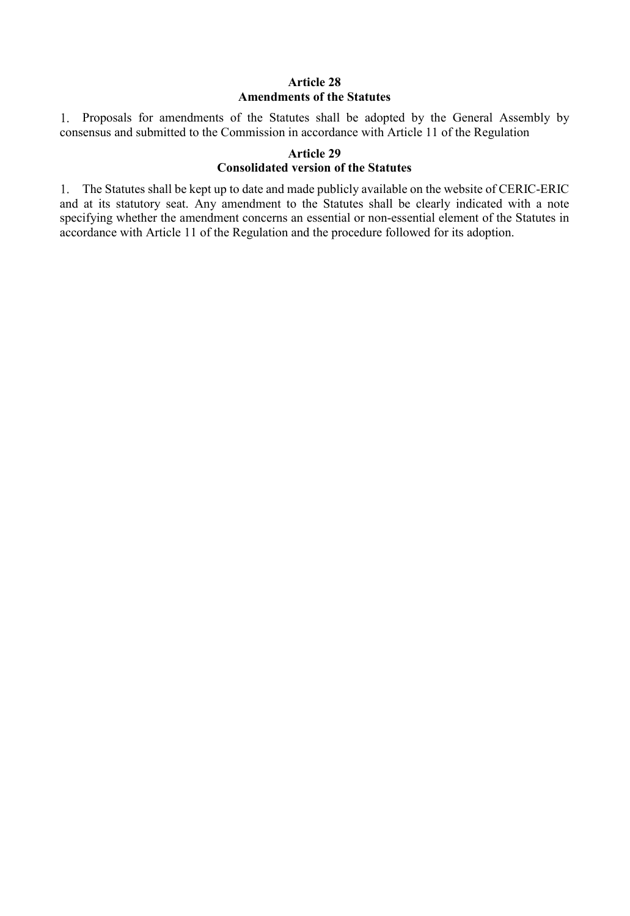**Article 28**
**Amendments of the Statutes**

1. Proposals for amendments of the Statutes shall be adopted by the General Assembly by consensus and submitted to the Commission in accordance with Article 11 of the Regulation

**Article 29**
**Consolidated version of the Statutes**

1. The Statutes shall be kept up to date and made publicly available on the website of CERIC-ERIC and at its statutory seat. Any amendment to the Statutes shall be clearly indicated with a note specifying whether the amendment concerns an essential or non-essential element of the Statutes in accordance with Article 11 of the Regulation and the procedure followed for its adoption.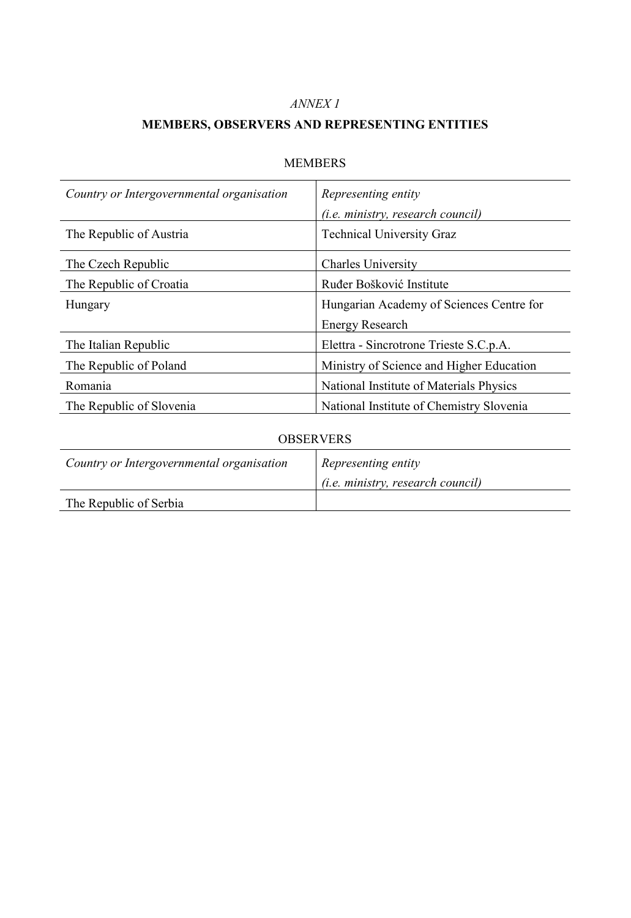*ANNEX I*

**MEMBERS, OBSERVERS AND REPRESENTING ENTITIES**

MEMBERS

| *Country or Intergovernmental organisation* | *Representing entity (i.e. ministry, research council)* |
|---|---|
| The Republic of Austria | Technical University Graz |
| The Czech Republic | Charles University |
| The Republic of Croatia | Ruđer Bošković Institute |
| Hungary | Hungarian Academy of Sciences Centre for Energy Research |
| The Italian Republic | Elettra - Sincrotrone Trieste S.C.p.A. |
| The Republic of Poland | Ministry of Science and Higher Education |
| Romania | National Institute of Materials Physics |
| The Republic of Slovenia | National Institute of Chemistry Slovenia |

OBSERVERS

| *Country or Intergovernmental organisation* | *Representing entity (i.e. ministry, research council)* |
|---|---|
| The Republic of Serbia | |